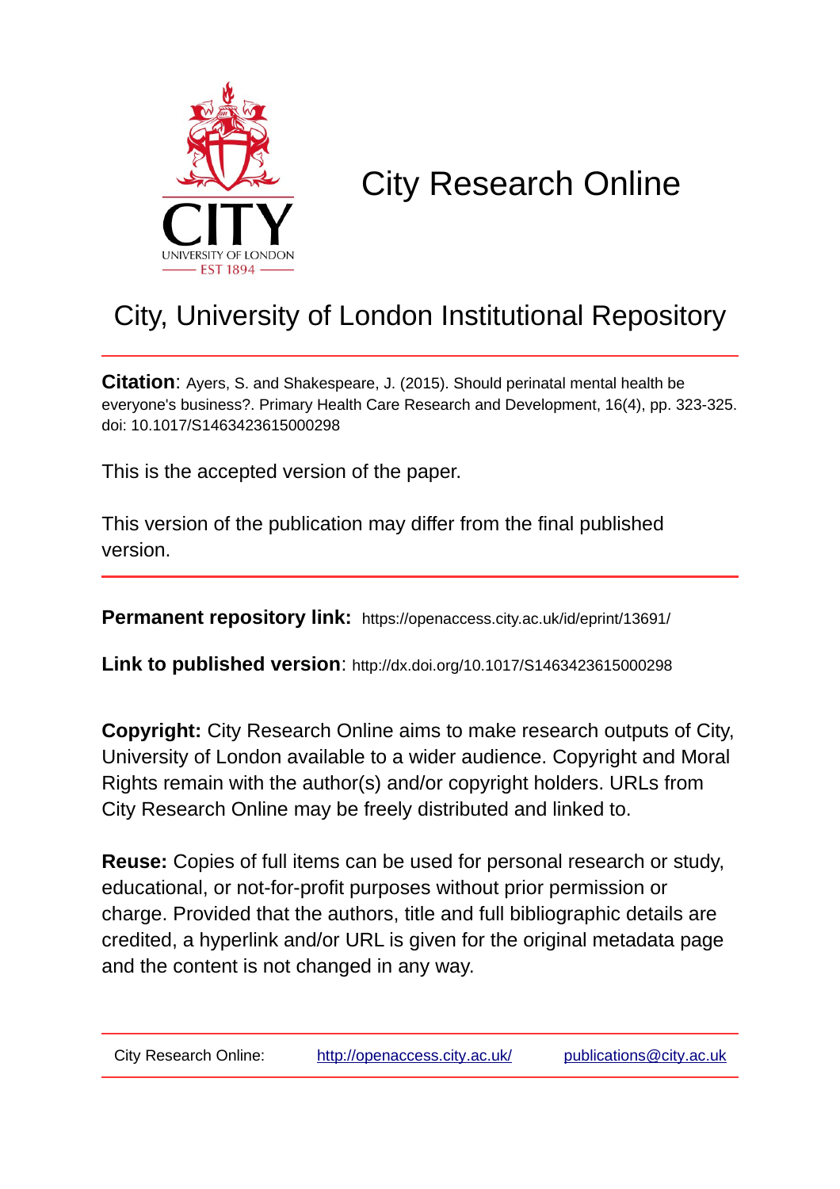# City Research Online

## City, University of London Institutional Repository

**Citation**: Ayers, S. and Shakespeare, J. (2015). Should perinatal mental health be everyone's business?. Primary Health Care Research and Development, 16(4), pp. 323-325. doi: 10.1017/S1463423615000298

This is the accepted version of the paper.

This version of the publication may differ from the final published version.

---

**Permanent repository link:** https://openaccess.city.ac.uk/id/eprint/13691/

**Link to published version**: http://dx.doi.org/10.1017/S1463423615000298

**Copyright:** City Research Online aims to make research outputs of City, University of London available to a wider audience. Copyright and Moral Rights remain with the author(s) and/or copyright holders. URLs from City Research Online may be freely distributed and linked to.

**Reuse:** Copies of full items can be used for personal research or study, educational, or not-for-profit purposes without prior permission or charge. Provided that the authors, title and full bibliographic details are credited, a hyperlink and/or URL is given for the original metadata page and the content is not changed in any way.

---

City Research Online: http://openaccess.city.ac.uk/ publications@city.ac.uk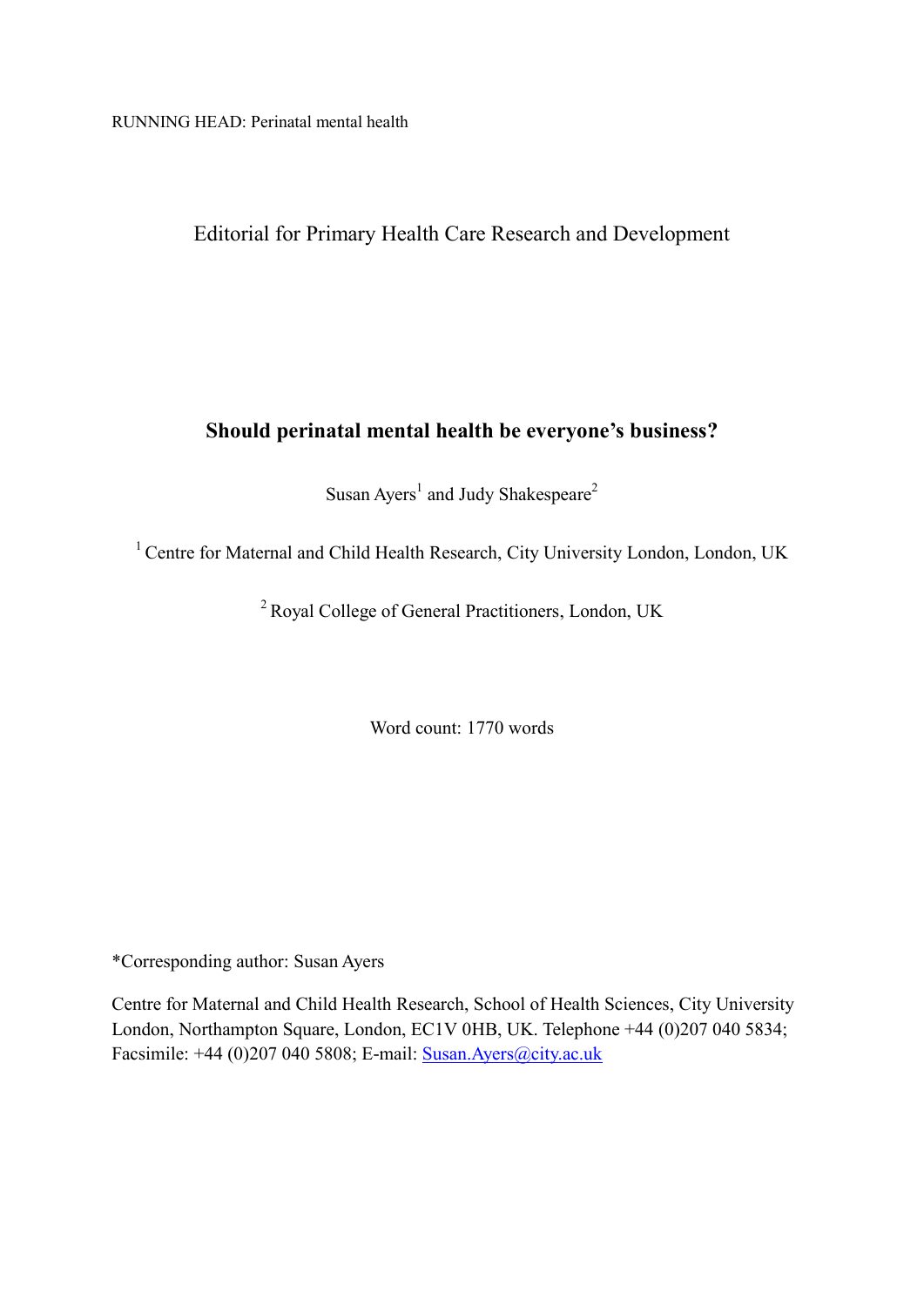RUNNING HEAD: Perinatal mental health

Editorial for Primary Health Care Research and Development

# Should perinatal mental health be everyone's business?

Susan Ayers[1] and Judy Shakespeare[2]

[1] Centre for Maternal and Child Health Research, City University London, London, UK

[2] Royal College of General Practitioners, London, UK

Word count: 1770 words

*Corresponding author: Susan Ayers

Centre for Maternal and Child Health Research, School of Health Sciences, City University London, Northampton Square, London, EC1V 0HB, UK. Telephone +44 (0)207 040 5834; Facsimile: +44 (0)207 040 5808; E-mail: Susan.Ayers@city.ac.uk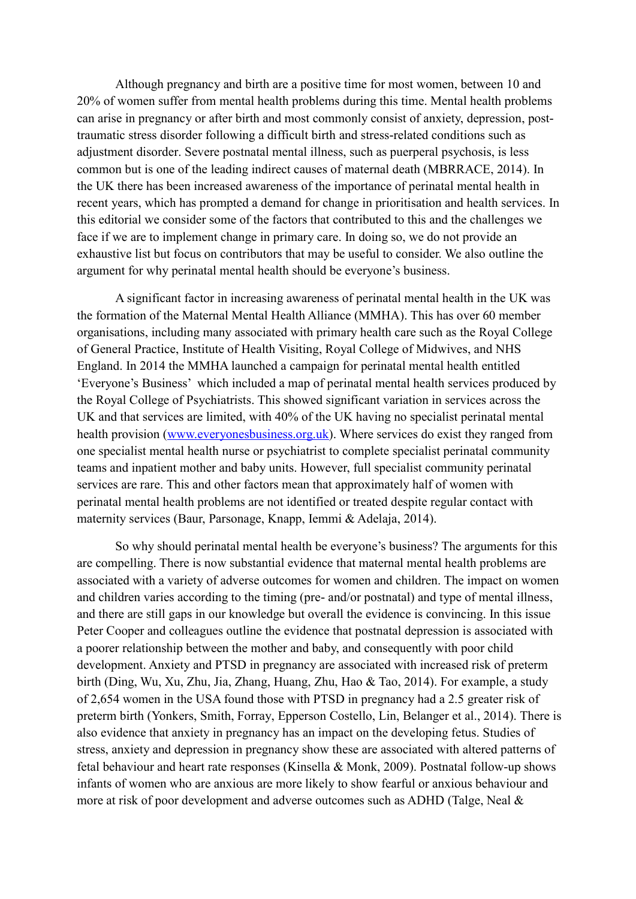Although pregnancy and birth are a positive time for most women, between 10 and 20% of women suffer from mental health problems during this time. Mental health problems can arise in pregnancy or after birth and most commonly consist of anxiety, depression, post-traumatic stress disorder following a difficult birth and stress-related conditions such as adjustment disorder. Severe postnatal mental illness, such as puerperal psychosis, is less common but is one of the leading indirect causes of maternal death (MBRRACE, 2014). In the UK there has been increased awareness of the importance of perinatal mental health in recent years, which has prompted a demand for change in prioritisation and health services. In this editorial we consider some of the factors that contributed to this and the challenges we face if we are to implement change in primary care. In doing so, we do not provide an exhaustive list but focus on contributors that may be useful to consider. We also outline the argument for why perinatal mental health should be everyone's business.

A significant factor in increasing awareness of perinatal mental health in the UK was the formation of the Maternal Mental Health Alliance (MMHA). This has over 60 member organisations, including many associated with primary health care such as the Royal College of General Practice, Institute of Health Visiting, Royal College of Midwives, and NHS England. In 2014 the MMHA launched a campaign for perinatal mental health entitled 'Everyone's Business' which included a map of perinatal mental health services produced by the Royal College of Psychiatrists. This showed significant variation in services across the UK and that services are limited, with 40% of the UK having no specialist perinatal mental health provision ([www.everyonesbusiness.org.uk](www.everyonesbusiness.org.uk)). Where services do exist they ranged from one specialist mental health nurse or psychiatrist to complete specialist perinatal community teams and inpatient mother and baby units. However, full specialist community perinatal services are rare. This and other factors mean that approximately half of women with perinatal mental health problems are not identified or treated despite regular contact with maternity services (Baur, Parsonage, Knapp, Iemmi & Adelaja, 2014).

So why should perinatal mental health be everyone's business? The arguments for this are compelling. There is now substantial evidence that maternal mental health problems are associated with a variety of adverse outcomes for women and children. The impact on women and children varies according to the timing (pre- and/or postnatal) and type of mental illness, and there are still gaps in our knowledge but overall the evidence is convincing. In this issue Peter Cooper and colleagues outline the evidence that postnatal depression is associated with a poorer relationship between the mother and baby, and consequently with poor child development. Anxiety and PTSD in pregnancy are associated with increased risk of preterm birth (Ding, Wu, Xu, Zhu, Jia, Zhang, Huang, Zhu, Hao & Tao, 2014). For example, a study of 2,654 women in the USA found those with PTSD in pregnancy had a 2.5 greater risk of preterm birth (Yonkers, Smith, Forray, Epperson Costello, Lin, Belanger et al., 2014). There is also evidence that anxiety in pregnancy has an impact on the developing fetus. Studies of stress, anxiety and depression in pregnancy show these are associated with altered patterns of fetal behaviour and heart rate responses (Kinsella & Monk, 2009). Postnatal follow-up shows infants of women who are anxious are more likely to show fearful or anxious behaviour and more at risk of poor development and adverse outcomes such as ADHD (Talge, Neal &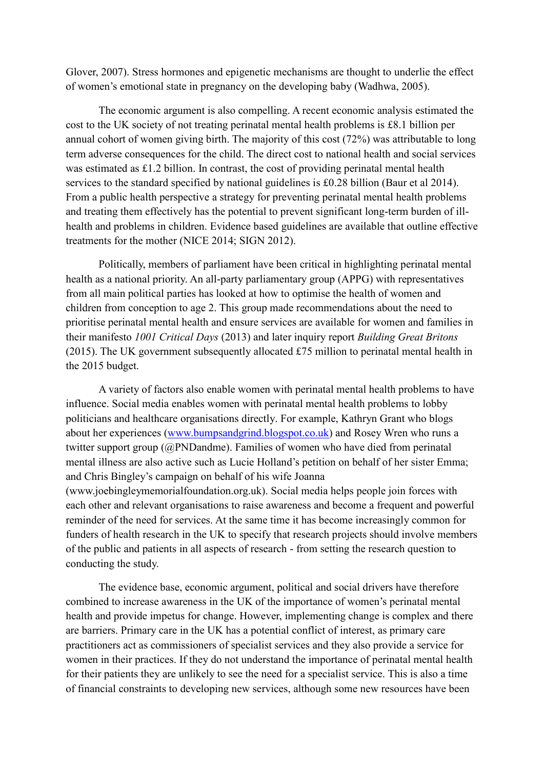Glover, 2007). Stress hormones and epigenetic mechanisms are thought to underlie the effect of women's emotional state in pregnancy on the developing baby (Wadhwa, 2005).

The economic argument is also compelling. A recent economic analysis estimated the cost to the UK society of not treating perinatal mental health problems is £8.1 billion per annual cohort of women giving birth. The majority of this cost (72%) was attributable to long term adverse consequences for the child. The direct cost to national health and social services was estimated as £1.2 billion. In contrast, the cost of providing perinatal mental health services to the standard specified by national guidelines is £0.28 billion (Baur et al 2014). From a public health perspective a strategy for preventing perinatal mental health problems and treating them effectively has the potential to prevent significant long-term burden of ill-health and problems in children. Evidence based guidelines are available that outline effective treatments for the mother (NICE 2014; SIGN 2012).

Politically, members of parliament have been critical in highlighting perinatal mental health as a national priority. An all-party parliamentary group (APPG) with representatives from all main political parties has looked at how to optimise the health of women and children from conception to age 2. This group made recommendations about the need to prioritise perinatal mental health and ensure services are available for women and families in their manifesto *1001 Critical Days* (2013) and later inquiry report *Building Great Britons* (2015). The UK government subsequently allocated £75 million to perinatal mental health in the 2015 budget.

A variety of factors also enable women with perinatal mental health problems to have influence. Social media enables women with perinatal mental health problems to lobby politicians and healthcare organisations directly. For example, Kathryn Grant who blogs about her experiences (www.bumpsandgrind.blogspot.co.uk) and Rosey Wren who runs a twitter support group (@PNDandme). Families of women who have died from perinatal mental illness are also active such as Lucie Holland's petition on behalf of her sister Emma; and Chris Bingley's campaign on behalf of his wife Joanna (www.joebingleymemorialfoundation.org.uk). Social media helps people join forces with each other and relevant organisations to raise awareness and become a frequent and powerful reminder of the need for services. At the same time it has become increasingly common for funders of health research in the UK to specify that research projects should involve members of the public and patients in all aspects of research - from setting the research question to conducting the study.

The evidence base, economic argument, political and social drivers have therefore combined to increase awareness in the UK of the importance of women's perinatal mental health and provide impetus for change. However, implementing change is complex and there are barriers. Primary care in the UK has a potential conflict of interest, as primary care practitioners act as commissioners of specialist services and they also provide a service for women in their practices. If they do not understand the importance of perinatal mental health for their patients they are unlikely to see the need for a specialist service. This is also a time of financial constraints to developing new services, although some new resources have been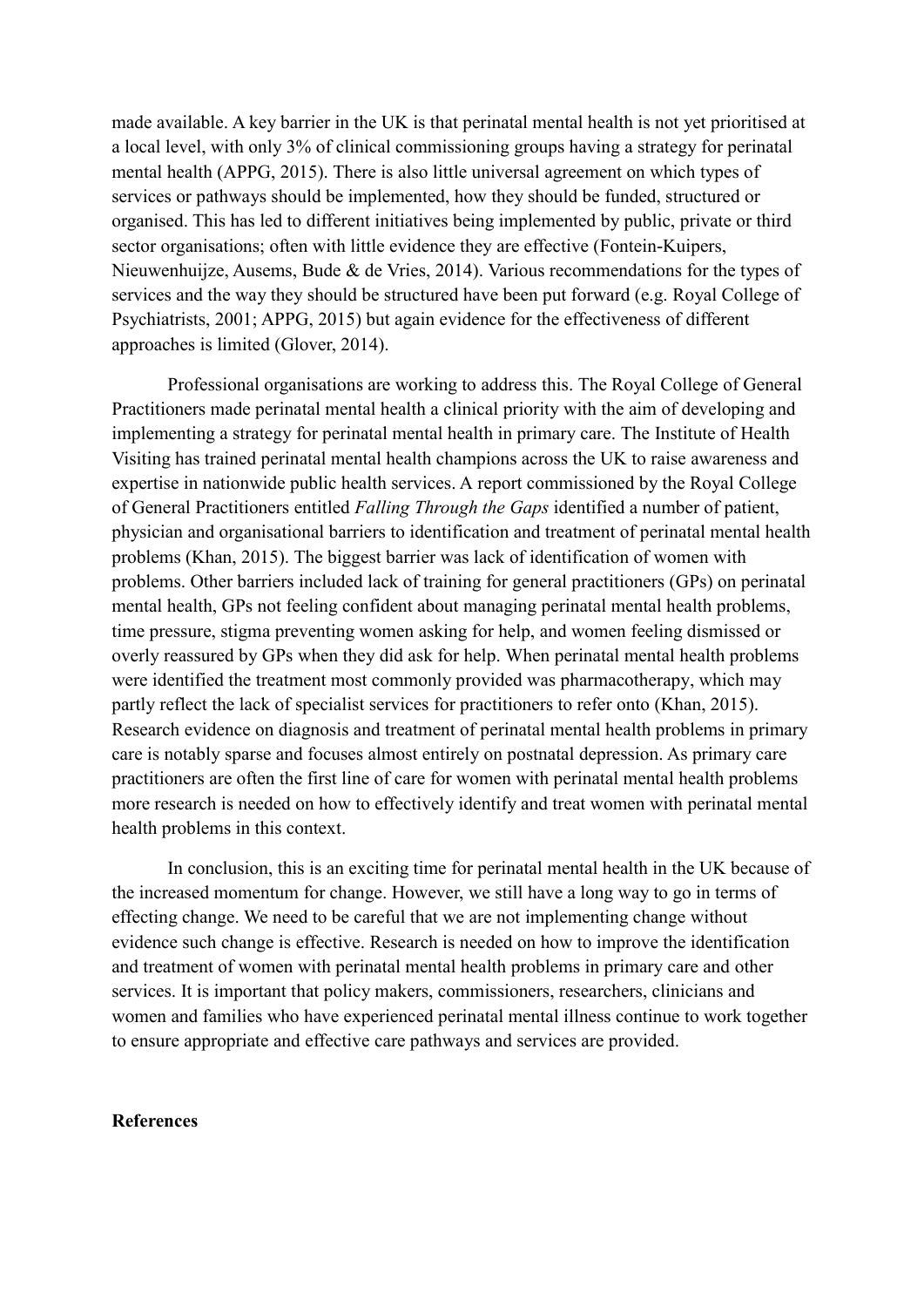made available. A key barrier in the UK is that perinatal mental health is not yet prioritised at a local level, with only 3% of clinical commissioning groups having a strategy for perinatal mental health (APPG, 2015). There is also little universal agreement on which types of services or pathways should be implemented, how they should be funded, structured or organised. This has led to different initiatives being implemented by public, private or third sector organisations; often with little evidence they are effective (Fontein-Kuipers, Nieuwenhuijze, Ausems, Bude & de Vries, 2014). Various recommendations for the types of services and the way they should be structured have been put forward (e.g. Royal College of Psychiatrists, 2001; APPG, 2015) but again evidence for the effectiveness of different approaches is limited (Glover, 2014).

Professional organisations are working to address this. The Royal College of General Practitioners made perinatal mental health a clinical priority with the aim of developing and implementing a strategy for perinatal mental health in primary care. The Institute of Health Visiting has trained perinatal mental health champions across the UK to raise awareness and expertise in nationwide public health services. A report commissioned by the Royal College of General Practitioners entitled *Falling Through the Gaps* identified a number of patient, physician and organisational barriers to identification and treatment of perinatal mental health problems (Khan, 2015). The biggest barrier was lack of identification of women with problems. Other barriers included lack of training for general practitioners (GPs) on perinatal mental health, GPs not feeling confident about managing perinatal mental health problems, time pressure, stigma preventing women asking for help, and women feeling dismissed or overly reassured by GPs when they did ask for help. When perinatal mental health problems were identified the treatment most commonly provided was pharmacotherapy, which may partly reflect the lack of specialist services for practitioners to refer onto (Khan, 2015). Research evidence on diagnosis and treatment of perinatal mental health problems in primary care is notably sparse and focuses almost entirely on postnatal depression. As primary care practitioners are often the first line of care for women with perinatal mental health problems more research is needed on how to effectively identify and treat women with perinatal mental health problems in this context.

In conclusion, this is an exciting time for perinatal mental health in the UK because of the increased momentum for change. However, we still have a long way to go in terms of effecting change. We need to be careful that we are not implementing change without evidence such change is effective. Research is needed on how to improve the identification and treatment of women with perinatal mental health problems in primary care and other services. It is important that policy makers, commissioners, researchers, clinicians and women and families who have experienced perinatal mental illness continue to work together to ensure appropriate and effective care pathways and services are provided.

## References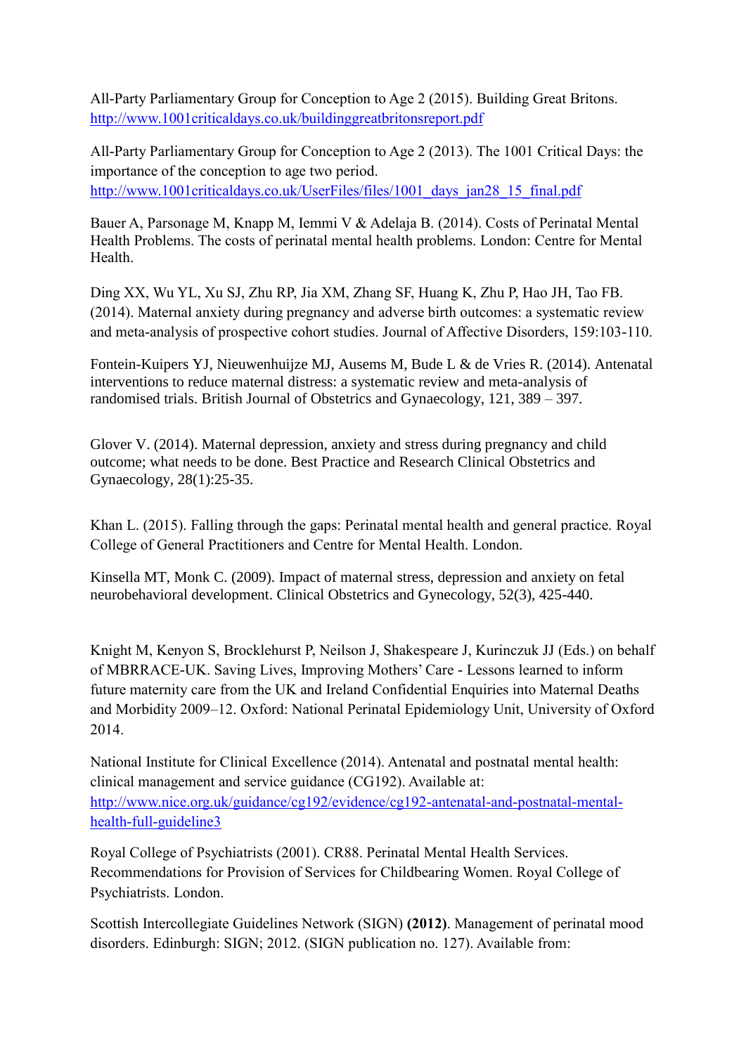All-Party Parliamentary Group for Conception to Age 2 (2015). Building Great Britons. http://www.1001criticaldays.co.uk/buildinggreatbritonsreport.pdf

All-Party Parliamentary Group for Conception to Age 2 (2013). The 1001 Critical Days: the importance of the conception to age two period. http://www.1001criticaldays.co.uk/UserFiles/files/1001_days_jan28_15_final.pdf

Bauer A, Parsonage M, Knapp M, Iemmi V & Adelaja B. (2014). Costs of Perinatal Mental Health Problems. The costs of perinatal mental health problems. London: Centre for Mental Health.

Ding XX, Wu YL, Xu SJ, Zhu RP, Jia XM, Zhang SF, Huang K, Zhu P, Hao JH, Tao FB. (2014). Maternal anxiety during pregnancy and adverse birth outcomes: a systematic review and meta-analysis of prospective cohort studies. Journal of Affective Disorders, 159:103-110.

Fontein-Kuipers YJ, Nieuwenhuijze MJ, Ausems M, Bude L & de Vries R. (2014). Antenatal interventions to reduce maternal distress: a systematic review and meta-analysis of randomised trials. British Journal of Obstetrics and Gynaecology, 121, 389 – 397.

Glover V. (2014). Maternal depression, anxiety and stress during pregnancy and child outcome; what needs to be done. Best Practice and Research Clinical Obstetrics and Gynaecology, 28(1):25-35.

Khan L. (2015). Falling through the gaps: Perinatal mental health and general practice. Royal College of General Practitioners and Centre for Mental Health. London.

Kinsella MT, Monk C. (2009). Impact of maternal stress, depression and anxiety on fetal neurobehavioral development. Clinical Obstetrics and Gynecology, 52(3), 425-440.

Knight M, Kenyon S, Brocklehurst P, Neilson J, Shakespeare J, Kurinczuk JJ (Eds.) on behalf of MBRRACE-UK. Saving Lives, Improving Mothers' Care - Lessons learned to inform future maternity care from the UK and Ireland Confidential Enquiries into Maternal Deaths and Morbidity 2009–12. Oxford: National Perinatal Epidemiology Unit, University of Oxford 2014.

National Institute for Clinical Excellence (2014). Antenatal and postnatal mental health: clinical management and service guidance (CG192). Available at: http://www.nice.org.uk/guidance/cg192/evidence/cg192-antenatal-and-postnatal-mental-health-full-guideline3

Royal College of Psychiatrists (2001). CR88. Perinatal Mental Health Services. Recommendations for Provision of Services for Childbearing Women. Royal College of Psychiatrists. London.

Scottish Intercollegiate Guidelines Network (SIGN) **(2012)**. Management of perinatal mood disorders. Edinburgh: SIGN; 2012. (SIGN publication no. 127). Available from: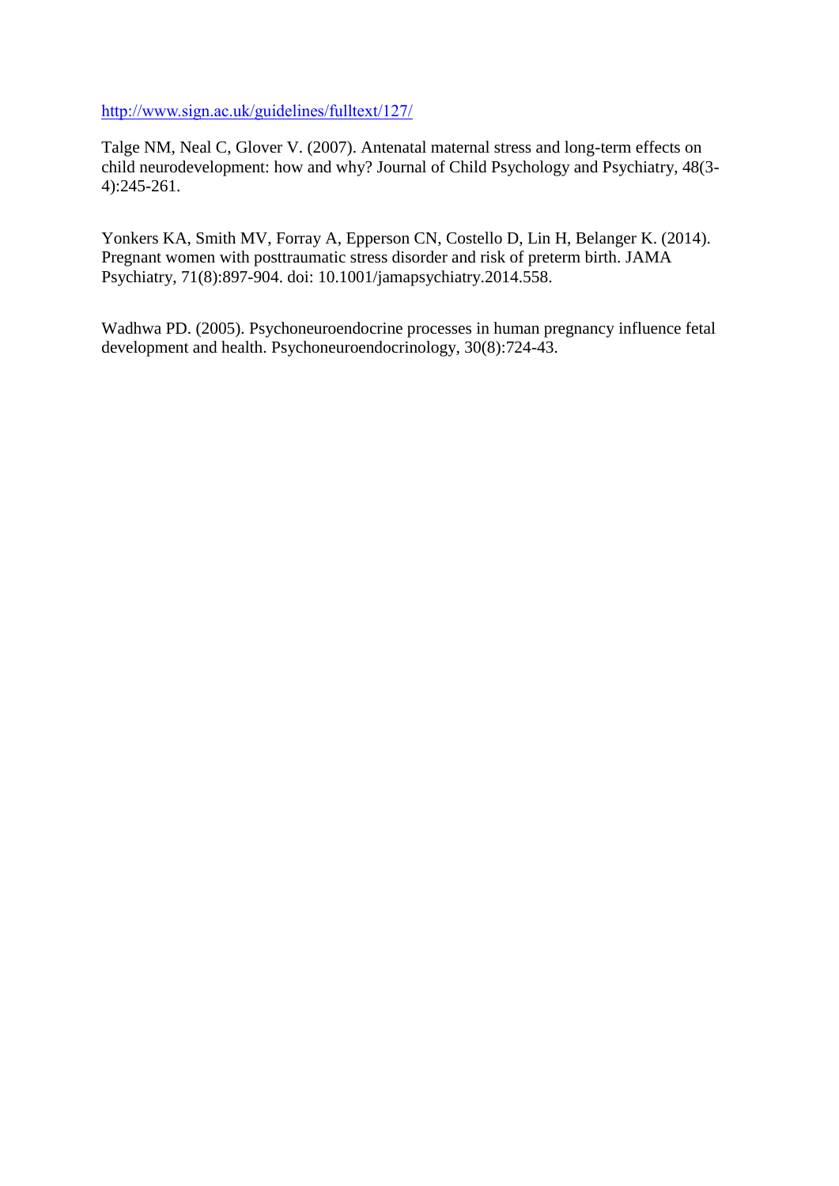http://www.sign.ac.uk/guidelines/fulltext/127/

Talge NM, Neal C, Glover V. (2007). Antenatal maternal stress and long-term effects on child neurodevelopment: how and why? Journal of Child Psychology and Psychiatry, 48(3-4):245-261.

Yonkers KA, Smith MV, Forray A, Epperson CN, Costello D, Lin H, Belanger K. (2014). Pregnant women with posttraumatic stress disorder and risk of preterm birth. JAMA Psychiatry, 71(8):897-904. doi: 10.1001/jamapsychiatry.2014.558.

Wadhwa PD. (2005). Psychoneuroendocrine processes in human pregnancy influence fetal development and health. Psychoneuroendocrinology, 30(8):724-43.